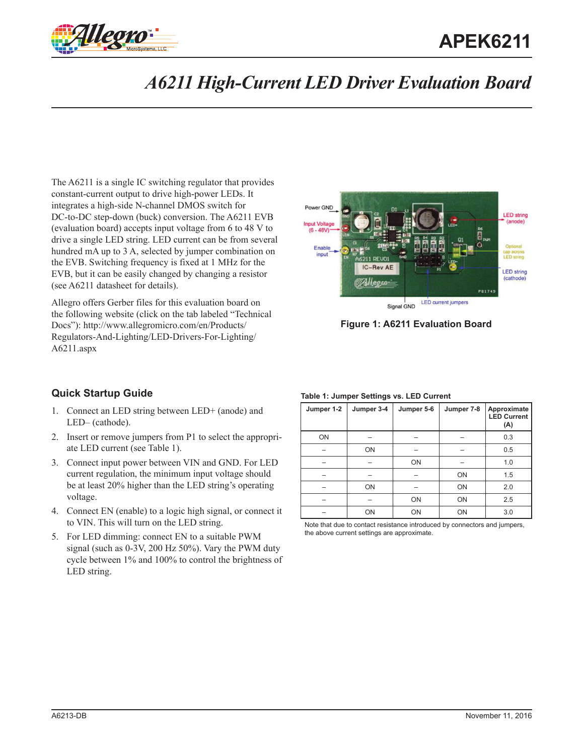# APEK6211

## *A6211 High-Current LED Driver Evaluation Board*

The A6211 is a single IC switching regulator that provides constant-current output to drive high-power LEDs. It integrates a high-side N-channel DMOS switch for DC-to-DC step-down (buck) conversion. The A6211 EVB (evaluation board) accepts input voltage from 6 to 48 V to drive a single LED string. LED current can be from several hundred mA up to 3 A, selected by jumper combination on the EVB. Switching frequency is fixed at 1 MHz for the EVB, but it can be easily changed by changing a resistor (see A6211 datasheet for details).

Allegro offers Gerber files for this evaluation board on the following website (click on the tab labeled "Technical Docs"): http://www.allegromicro.com/en/Products/Regulators-And-Lighting/LED-Drivers-For-Lighting/A6211.aspx

**Figure 1: A6211 Evaluation Board**

### Quick Startup Guide

1. Connect an LED string between LED+ (anode) and LED– (cathode).
2. Insert or remove jumpers from P1 to select the appropriate LED current (see Table 1).
3. Connect input power between VIN and GND. For LED current regulation, the minimum input voltage should be at least 20% higher than the LED string's operating voltage.
4. Connect EN (enable) to a logic high signal, or connect it to VIN. This will turn on the LED string.
5. For LED dimming: connect EN to a suitable PWM signal (such as 0-3V, 200 Hz 50%). Vary the PWM duty cycle between 1% and 100% to control the brightness of LED string.

**Table 1: Jumper Settings vs. LED Current**

| Jumper 1-2 | Jumper 3-4 | Jumper 5-6 | Jumper 7-8 | Approximate LED Current (A) |
|---|---|---|---|---|
| ON | – | – | – | 0.3 |
| – | ON | – | – | 0.5 |
| – | – | ON | – | 1.0 |
| – | – | – | ON | 1.5 |
| – | ON | – | ON | 2.0 |
| – | – | ON | ON | 2.5 |
| – | ON | ON | ON | 3.0 |

Note that due to contact resistance introduced by connectors and jumpers, the above current settings are approximate.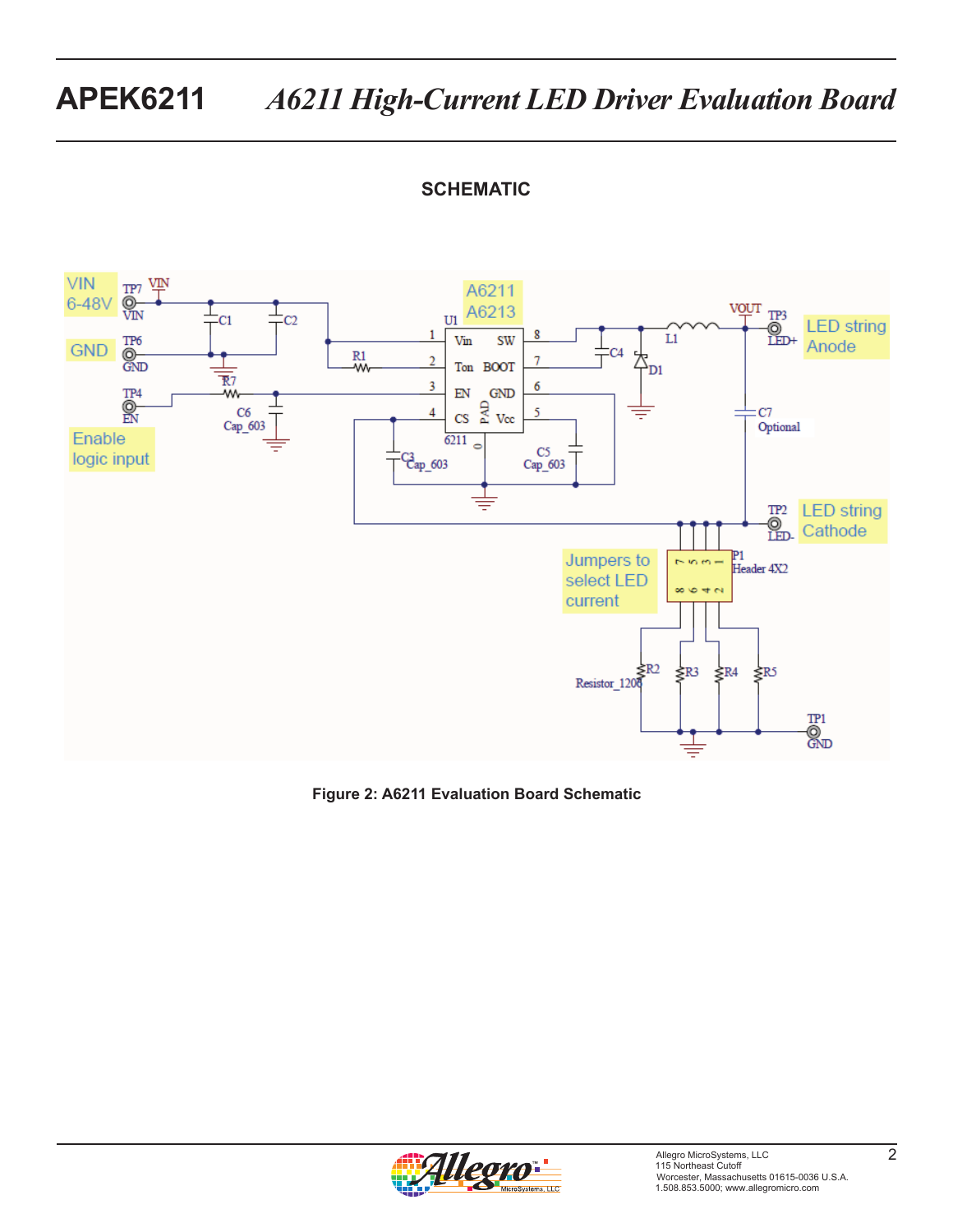## SCHEMATIC

Figure 2: A6211 Evaluation Board Schematic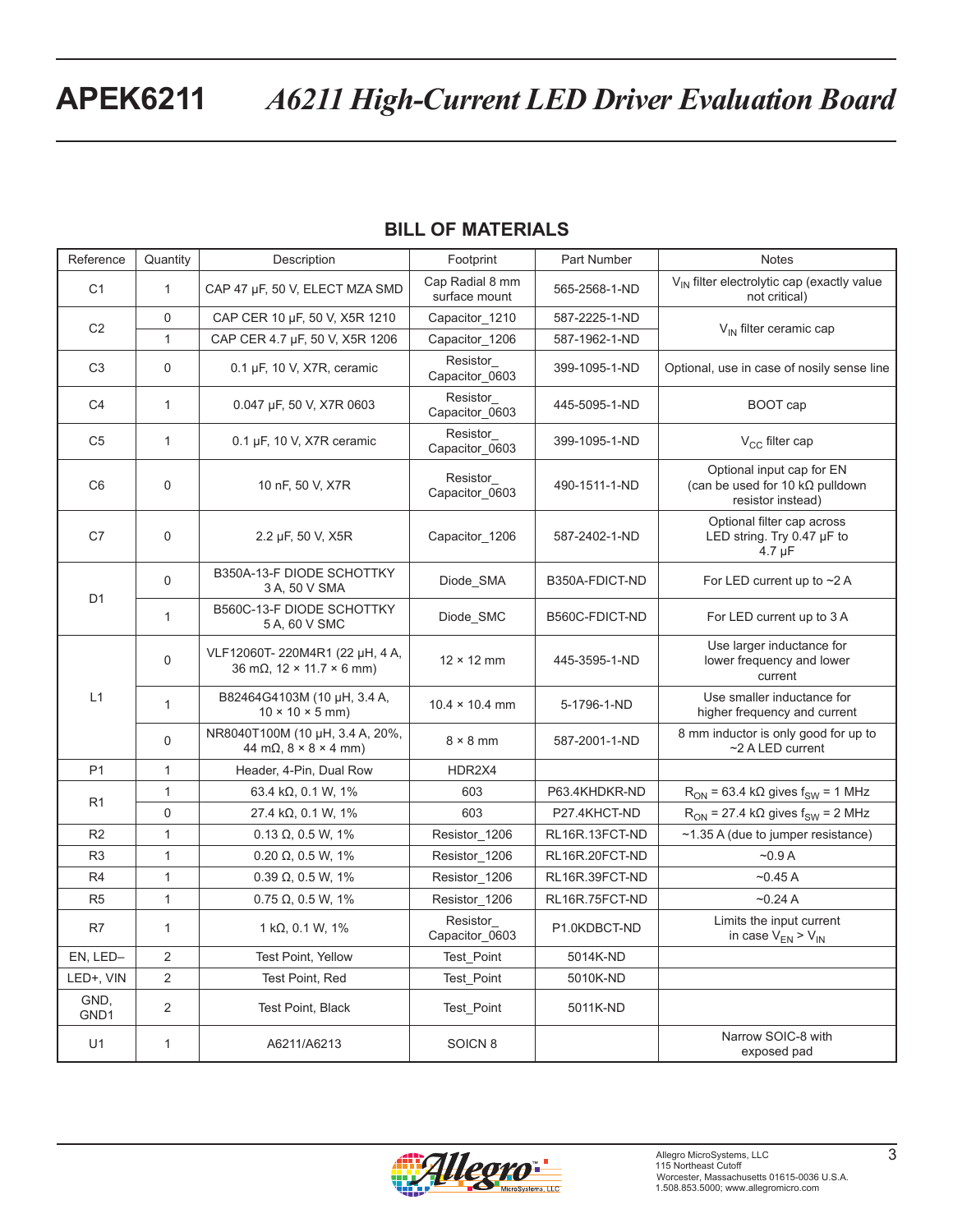## BILL OF MATERIALS

| Reference | Quantity | Description | Footprint | Part Number | Notes |
|---|---|---|---|---|---|
| C1 | 1 | CAP 47 µF, 50 V, ELECT MZA SMD | Cap Radial 8 mm surface mount | 565-2568-1-ND | $V_{IN}$ filter electrolytic cap (exactly value not critical) |
| C2 | 0 | CAP CER 10 µF, 50 V, X5R 1210 | Capacitor_1210 | 587-2225-1-ND | $V_{IN}$ filter ceramic cap |
| | 1 | CAP CER 4.7 µF, 50 V, X5R 1206 | Capacitor_1206 | 587-1962-1-ND | |
| C3 | 0 | 0.1 µF, 10 V, X7R, ceramic | Resistor_ Capacitor_0603 | 399-1095-1-ND | Optional, use in case of nosily sense line |
| C4 | 1 | 0.047 µF, 50 V, X7R 0603 | Resistor_ Capacitor_0603 | 445-5095-1-ND | BOOT cap |
| C5 | 1 | 0.1 µF, 10 V, X7R ceramic | Resistor_ Capacitor_0603 | 399-1095-1-ND | $V_{CC}$ filter cap |
| C6 | 0 | 10 nF, 50 V, X7R | Resistor_ Capacitor_0603 | 490-1511-1-ND | Optional input cap for EN (can be used for 10 kΩ pulldown resistor instead) |
| C7 | 0 | 2.2 µF, 50 V, X5R | Capacitor_1206 | 587-2402-1-ND | Optional filter cap across LED string. Try 0.47 µF to 4.7 µF |
| D1 | 0 | B350A-13-F DIODE SCHOTTKY 3 A, 50 V SMA | Diode_SMA | B350A-FDICT-ND | For LED current up to ~2 A |
| | 1 | B560C-13-F DIODE SCHOTTKY 5 A, 60 V SMC | Diode_SMC | B560C-FDICT-ND | For LED current up to 3 A |
| L1 | 0 | VLF12060T- 220M4R1 (22 µH, 4 A, 36 mΩ, 12 × 11.7 × 6 mm) | 12 × 12 mm | 445-3595-1-ND | Use larger inductance for lower frequency and lower current |
| | 1 | B82464G4103M (10 µH, 3.4 A, 10 × 10 × 5 mm) | 10.4 × 10.4 mm | 5-1796-1-ND | Use smaller inductance for higher frequency and current |
| | 0 | NR8040T100M (10 µH, 3.4 A, 20%, 44 mΩ, 8 × 8 × 4 mm) | 8 × 8 mm | 587-2001-1-ND | 8 mm inductor is only good for up to ~2 A LED current |
| P1 | 1 | Header, 4-Pin, Dual Row | HDR2X4 | | |
| R1 | 1 | 63.4 kΩ, 0.1 W, 1% | 603 | P63.4KHDKR-ND | $R_{ON}$ = 63.4 kΩ gives $f_{SW}$ = 1 MHz |
| | 0 | 27.4 kΩ, 0.1 W, 1% | 603 | P27.4KHCT-ND | $R_{ON}$ = 27.4 kΩ gives $f_{SW}$ = 2 MHz |
| R2 | 1 | 0.13 Ω, 0.5 W, 1% | Resistor_1206 | RL16R.13FCT-ND | ~1.35 A (due to jumper resistance) |
| R3 | 1 | 0.20 Ω, 0.5 W, 1% | Resistor_1206 | RL16R.20FCT-ND | ~0.9 A |
| R4 | 1 | 0.39 Ω, 0.5 W, 1% | Resistor_1206 | RL16R.39FCT-ND | ~0.45 A |
| R5 | 1 | 0.75 Ω, 0.5 W, 1% | Resistor_1206 | RL16R.75FCT-ND | ~0.24 A |
| R7 | 1 | 1 kΩ, 0.1 W, 1% | Resistor_ Capacitor_0603 | P1.0KDBCT-ND | Limits the input current in case $V_{EN} > V_{IN}$ |
| EN, LED– | 2 | Test Point, Yellow | Test_Point | 5014K-ND | |
| LED+, VIN | 2 | Test Point, Red | Test_Point | 5010K-ND | |
| GND, GND1 | 2 | Test Point, Black | Test_Point | 5011K-ND | |
| U1 | 1 | A6211/A6213 | SOICN 8 | | Narrow SOIC-8 with exposed pad |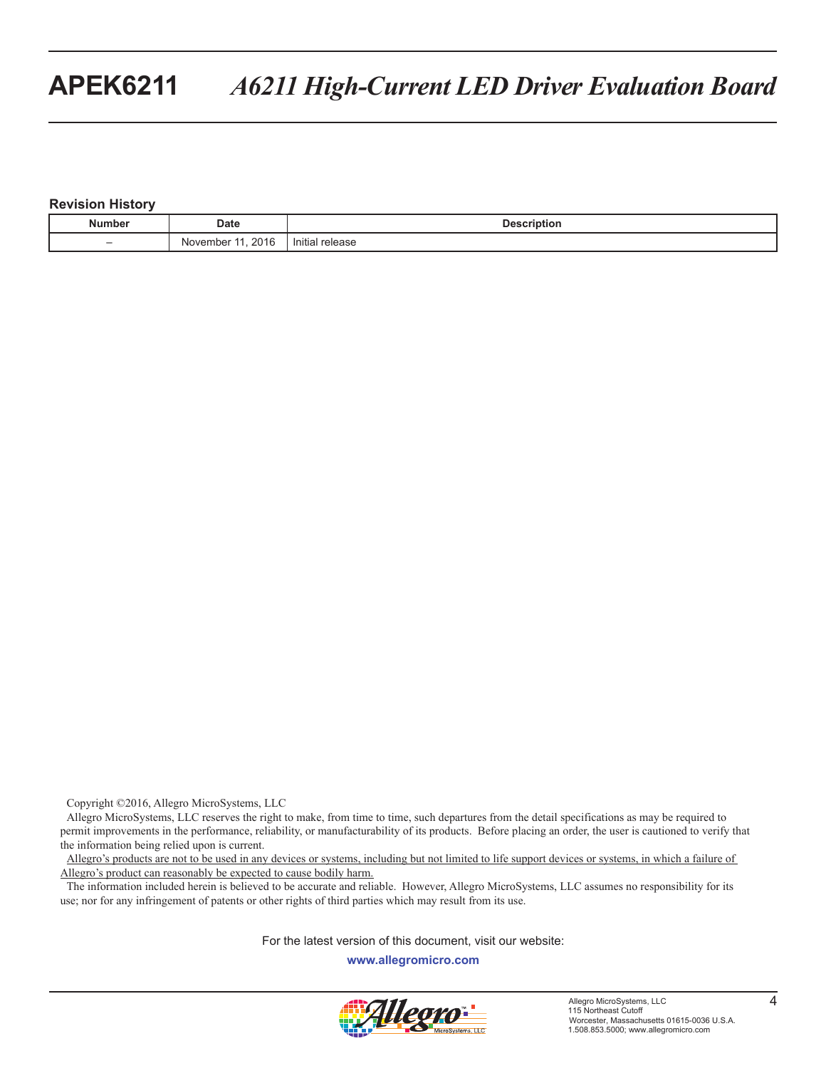### Revision History

| Number | Date | Description |
|---|---|---|
| – | November 11, 2016 | Initial release |

Copyright ©2016, Allegro MicroSystems, LLC

Allegro MicroSystems, LLC reserves the right to make, from time to time, such departures from the detail specifications as may be required to permit improvements in the performance, reliability, or manufacturability of its products. Before placing an order, the user is cautioned to verify that the information being relied upon is current.

Allegro's products are not to be used in any devices or systems, including but not limited to life support devices or systems, in which a failure of Allegro's product can reasonably be expected to cause bodily harm.

The information included herein is believed to be accurate and reliable. However, Allegro MicroSystems, LLC assumes no responsibility for its use; nor for any infringement of patents or other rights of third parties which may result from its use.

For the latest version of this document, visit our website:

**www.allegromicro.com**

Allegro MicroSystems, LLC
115 Northeast Cutoff
Worcester, Massachusetts 01615-0036 U.S.A.
1.508.853.5000; www.allegromicro.com